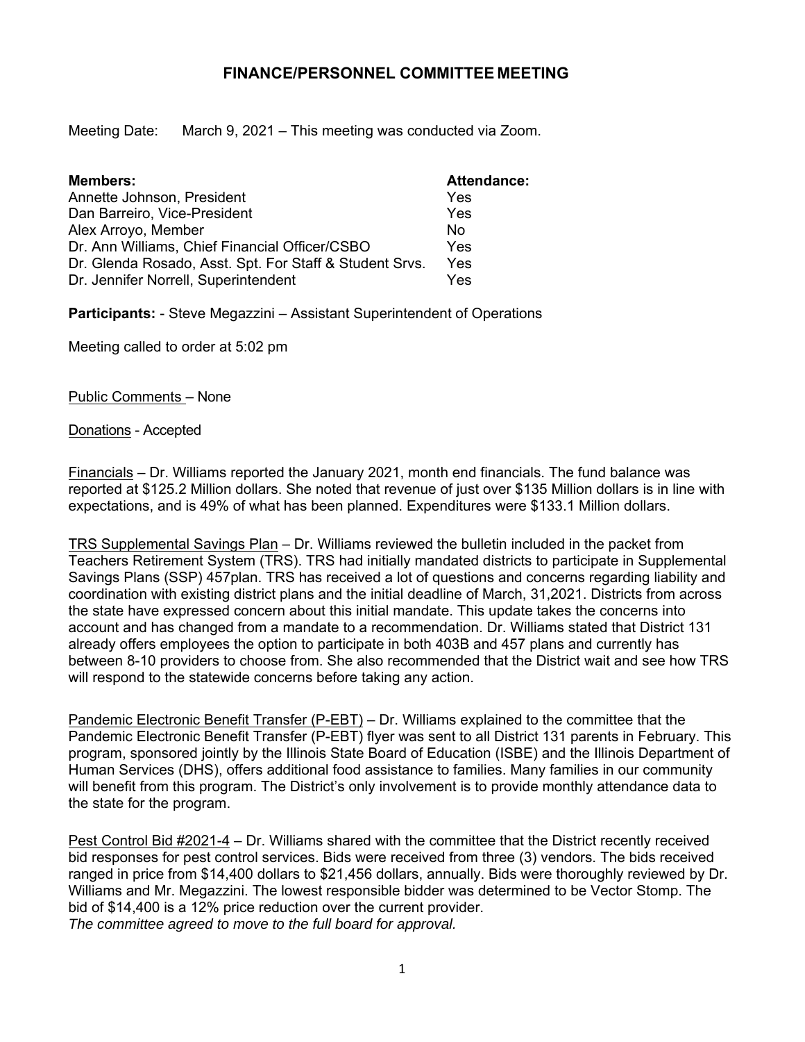# FINANCE/PERSONNEL COMMITTEE MEETING

Meeting Date: March 9, 2021 – This meeting was conducted via Zoom.

| **Members:** | **Attendance:** |
|---|---|
| Annette Johnson, President | Yes |
| Dan Barreiro, Vice-President | Yes |
| Alex Arroyo, Member | No |
| Dr. Ann Williams, Chief Financial Officer/CSBO | Yes |
| Dr. Glenda Rosado, Asst. Spt. For Staff & Student Srvs. | Yes |
| Dr. Jennifer Norrell, Superintendent | Yes |

**Participants:** - Steve Megazzini – Assistant Superintendent of Operations

Meeting called to order at 5:02 pm

Public Comments – None

Donations - Accepted

Financials – Dr. Williams reported the January 2021, month end financials. The fund balance was reported at $125.2 Million dollars. She noted that revenue of just over $135 Million dollars is in line with expectations, and is 49% of what has been planned. Expenditures were $133.1 Million dollars.

TRS Supplemental Savings Plan – Dr. Williams reviewed the bulletin included in the packet from Teachers Retirement System (TRS). TRS had initially mandated districts to participate in Supplemental Savings Plans (SSP) 457plan. TRS has received a lot of questions and concerns regarding liability and coordination with existing district plans and the initial deadline of March, 31,2021. Districts from across the state have expressed concern about this initial mandate. This update takes the concerns into account and has changed from a mandate to a recommendation. Dr. Williams stated that District 131 already offers employees the option to participate in both 403B and 457 plans and currently has between 8-10 providers to choose from. She also recommended that the District wait and see how TRS will respond to the statewide concerns before taking any action.

Pandemic Electronic Benefit Transfer (P-EBT) – Dr. Williams explained to the committee that the Pandemic Electronic Benefit Transfer (P-EBT) flyer was sent to all District 131 parents in February. This program, sponsored jointly by the Illinois State Board of Education (ISBE) and the Illinois Department of Human Services (DHS), offers additional food assistance to families. Many families in our community will benefit from this program. The District's only involvement is to provide monthly attendance data to the state for the program.

Pest Control Bid #2021-4 – Dr. Williams shared with the committee that the District recently received bid responses for pest control services. Bids were received from three (3) vendors. The bids received ranged in price from $14,400 dollars to $21,456 dollars, annually. Bids were thoroughly reviewed by Dr. Williams and Mr. Megazzini. The lowest responsible bidder was determined to be Vector Stomp. The bid of $14,400 is a 12% price reduction over the current provider.
*The committee agreed to move to the full board for approval.*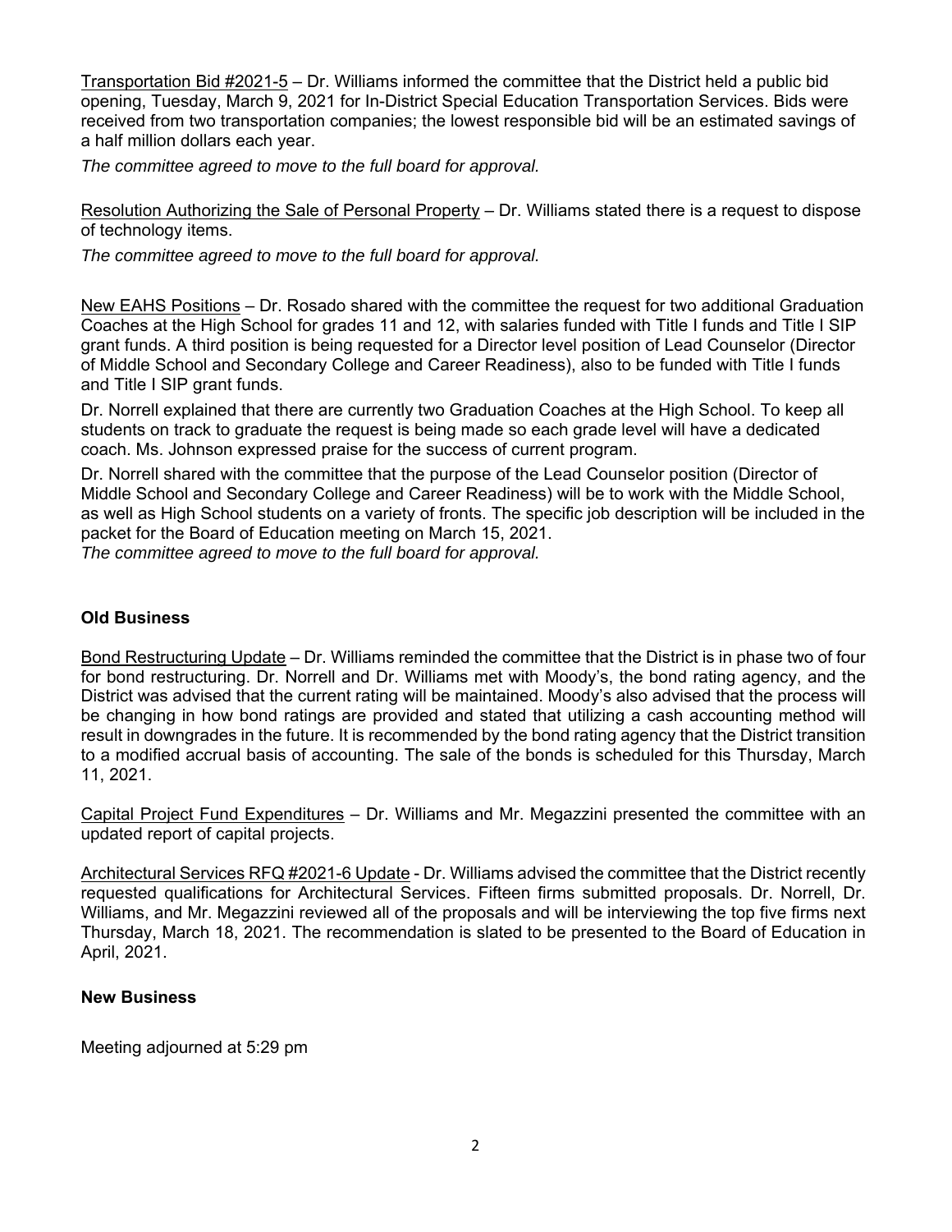Transportation Bid #2021-5 – Dr. Williams informed the committee that the District held a public bid opening, Tuesday, March 9, 2021 for In-District Special Education Transportation Services. Bids were received from two transportation companies; the lowest responsible bid will be an estimated savings of a half million dollars each year.

*The committee agreed to move to the full board for approval.*

Resolution Authorizing the Sale of Personal Property – Dr. Williams stated there is a request to dispose of technology items.

*The committee agreed to move to the full board for approval.*

New EAHS Positions – Dr. Rosado shared with the committee the request for two additional Graduation Coaches at the High School for grades 11 and 12, with salaries funded with Title I funds and Title I SIP grant funds. A third position is being requested for a Director level position of Lead Counselor (Director of Middle School and Secondary College and Career Readiness), also to be funded with Title I funds and Title I SIP grant funds.

Dr. Norrell explained that there are currently two Graduation Coaches at the High School. To keep all students on track to graduate the request is being made so each grade level will have a dedicated coach. Ms. Johnson expressed praise for the success of current program.

Dr. Norrell shared with the committee that the purpose of the Lead Counselor position (Director of Middle School and Secondary College and Career Readiness) will be to work with the Middle School, as well as High School students on a variety of fronts. The specific job description will be included in the packet for the Board of Education meeting on March 15, 2021.

*The committee agreed to move to the full board for approval.*

**Old Business**

Bond Restructuring Update – Dr. Williams reminded the committee that the District is in phase two of four for bond restructuring. Dr. Norrell and Dr. Williams met with Moody's, the bond rating agency, and the District was advised that the current rating will be maintained. Moody's also advised that the process will be changing in how bond ratings are provided and stated that utilizing a cash accounting method will result in downgrades in the future. It is recommended by the bond rating agency that the District transition to a modified accrual basis of accounting. The sale of the bonds is scheduled for this Thursday, March 11, 2021.

Capital Project Fund Expenditures – Dr. Williams and Mr. Megazzini presented the committee with an updated report of capital projects.

Architectural Services RFQ #2021-6 Update - Dr. Williams advised the committee that the District recently requested qualifications for Architectural Services. Fifteen firms submitted proposals. Dr. Norrell, Dr. Williams, and Mr. Megazzini reviewed all of the proposals and will be interviewing the top five firms next Thursday, March 18, 2021. The recommendation is slated to be presented to the Board of Education in April, 2021.

**New Business**

Meeting adjourned at 5:29 pm